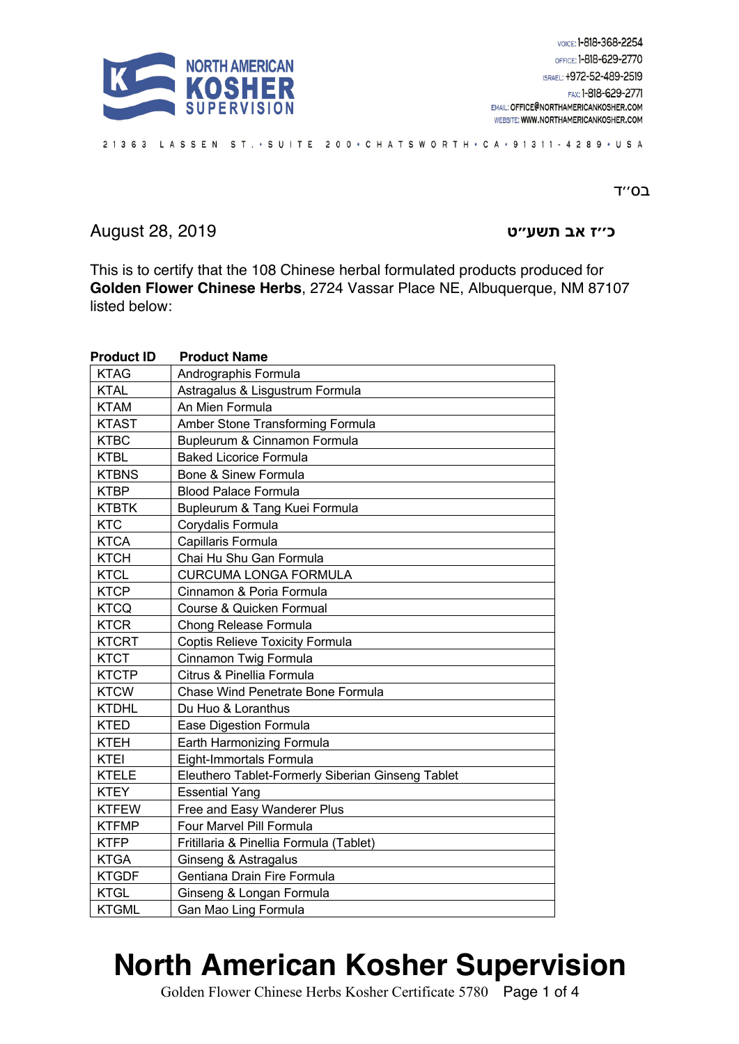NORTH AMERICAN KOSHER SUPERVISION

VOICE: 1-818-368-2254
OFFICE: 1-818-629-2770
ISRAEL: +972-52-489-2519
FAX: 1-818-629-2771
EMAIL: OFFICE@NORTHAMERICANKOSHER.COM
WEBSITE: WWW.NORTHAMERICANKOSHER.COM

21363 LASSEN ST. • SUITE 200 • CHATSWORTH • CA • 91311-4289 • USA

בס״ד

August 28, 2019 — כ״ז אב תשע״ט

This is to certify that the 108 Chinese herbal formulated products produced for **Golden Flower Chinese Herbs**, 2724 Vassar Place NE, Albuquerque, NM 87107 listed below:

| Product ID | Product Name |
|---|---|
| KTAG | Andrographis Formula |
| KTAL | Astragalus & Lisgustrum Formula |
| KTAM | An Mien Formula |
| KTAST | Amber Stone Transforming Formula |
| KTBC | Bupleurum & Cinnamon Formula |
| KTBL | Baked Licorice Formula |
| KTBNS | Bone & Sinew Formula |
| KTBP | Blood Palace Formula |
| KTBTK | Bupleurum & Tang Kuei Formula |
| KTC | Corydalis Formula |
| KTCA | Capillaris Formula |
| KTCH | Chai Hu Shu Gan Formula |
| KTCL | CURCUMA LONGA FORMULA |
| KTCP | Cinnamon & Poria Formula |
| KTCQ | Course & Quicken Formual |
| KTCR | Chong Release Formula |
| KTCRT | Coptis Relieve Toxicity Formula |
| KTCT | Cinnamon Twig Formula |
| KTCTP | Citrus & Pinellia Formula |
| KTCW | Chase Wind Penetrate Bone Formula |
| KTDHL | Du Huo & Loranthus |
| KTED | Ease Digestion Formula |
| KTEH | Earth Harmonizing Formula |
| KTEI | Eight-Immortals Formula |
| KTELE | Eleuthero Tablet-Formerly Siberian Ginseng Tablet |
| KTEY | Essential Yang |
| KTFEW | Free and Easy Wanderer Plus |
| KTFMP | Four Marvel Pill Formula |
| KTFP | Fritillaria & Pinellia Formula (Tablet) |
| KTGA | Ginseng & Astragalus |
| KTGDF | Gentiana Drain Fire Formula |
| KTGL | Ginseng & Longan Formula |
| KTGML | Gan Mao Ling Formula |

# North American Kosher Supervision

Golden Flower Chinese Herbs Kosher Certificate 5780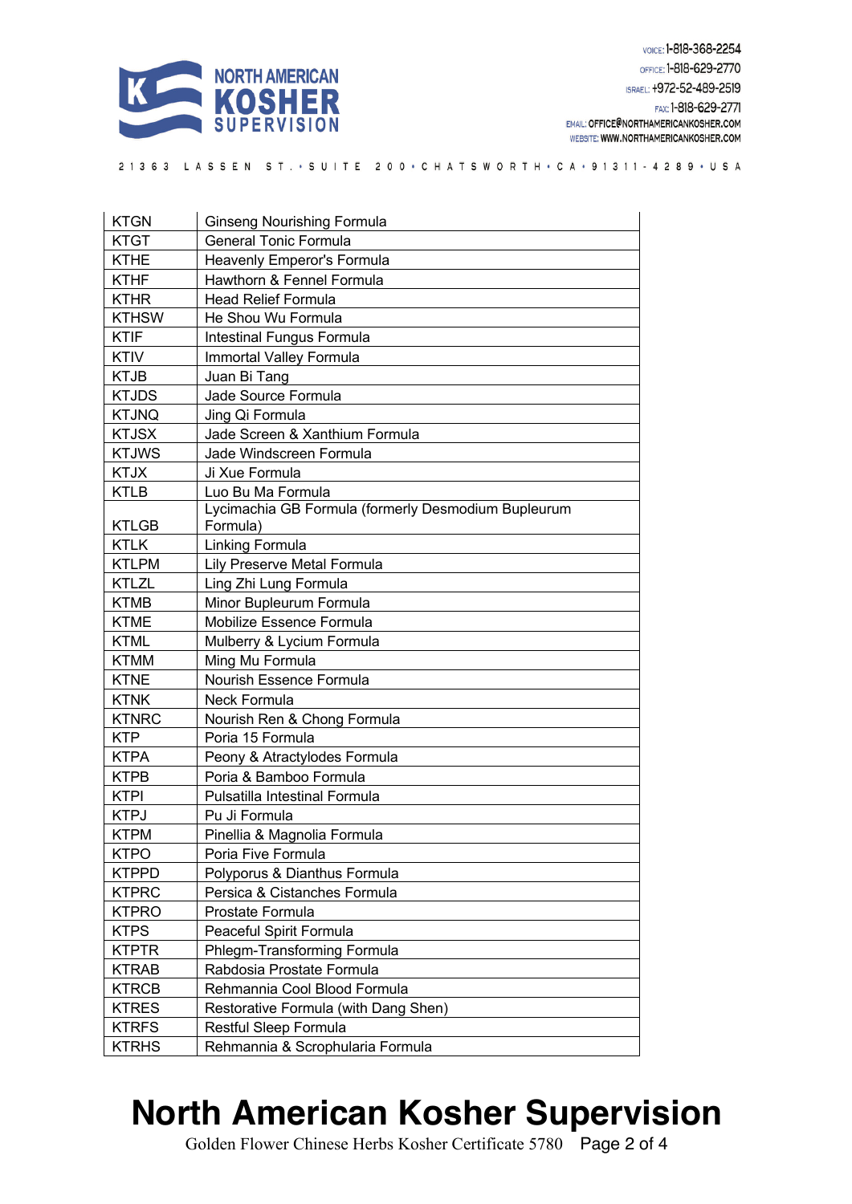| KTGN | Ginseng Nourishing Formula |
|---|---|
| KTGT | General Tonic Formula |
| KTHE | Heavenly Emperor's Formula |
| KTHF | Hawthorn & Fennel Formula |
| KTHR | Head Relief Formula |
| KTHSW | He Shou Wu Formula |
| KTIF | Intestinal Fungus Formula |
| KTIV | Immortal Valley Formula |
| KTJB | Juan Bi Tang |
| KTJDS | Jade Source Formula |
| KTJNQ | Jing Qi Formula |
| KTJSX | Jade Screen & Xanthium Formula |
| KTJWS | Jade Windscreen Formula |
| KTJX | Ji Xue Formula |
| KTLB | Luo Bu Ma Formula |
| KTLGB | Lycimachia GB Formula (formerly Desmodium Bupleurum Formula) |
| KTLK | Linking Formula |
| KTLPM | Lily Preserve Metal Formula |
| KTLZL | Ling Zhi Lung Formula |
| KTMB | Minor Bupleurum Formula |
| KTME | Mobilize Essence Formula |
| KTML | Mulberry & Lycium Formula |
| KTMM | Ming Mu Formula |
| KTNE | Nourish Essence Formula |
| KTNK | Neck Formula |
| KTNRC | Nourish Ren & Chong Formula |
| KTP | Poria 15 Formula |
| KTPA | Peony & Atractylodes Formula |
| KTPB | Poria & Bamboo Formula |
| KTPI | Pulsatilla Intestinal Formula |
| KTPJ | Pu Ji Formula |
| KTPM | Pinellia & Magnolia Formula |
| KTPO | Poria Five Formula |
| KTPPD | Polyporus & Dianthus Formula |
| KTPRC | Persica & Cistanches Formula |
| KTPRO | Prostate Formula |
| KTPS | Peaceful Spirit Formula |
| KTPTR | Phlegm-Transforming Formula |
| KTRAB | Rabdosia Prostate Formula |
| KTRCB | Rehmannia Cool Blood Formula |
| KTRES | Restorative Formula (with Dang Shen) |
| KTRFS | Restful Sleep Formula |
| KTRHS | Rehmannia & Scrophularia Formula |

# North American Kosher Supervision

Golden Flower Chinese Herbs Kosher Certificate 5780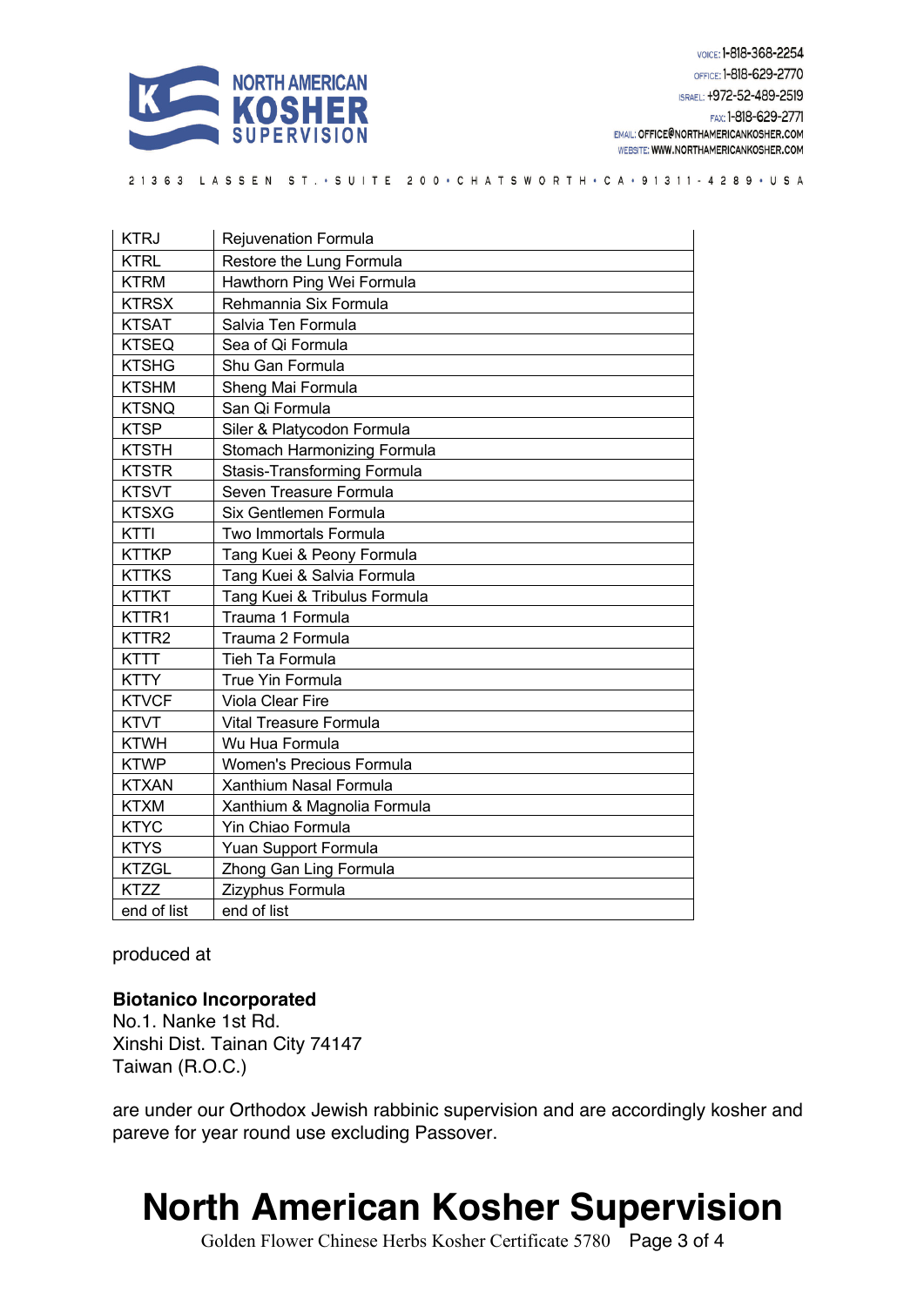| KTRJ | Rejuvenation Formula |
|---|---|
| KTRL | Restore the Lung Formula |
| KTRM | Hawthorn Ping Wei Formula |
| KTRSX | Rehmannia Six Formula |
| KTSAT | Salvia Ten Formula |
| KTSEQ | Sea of Qi Formula |
| KTSHG | Shu Gan Formula |
| KTSHM | Sheng Mai Formula |
| KTSNQ | San Qi Formula |
| KTSP | Siler & Platycodon Formula |
| KTSTH | Stomach Harmonizing Formula |
| KTSTR | Stasis-Transforming Formula |
| KTSVT | Seven Treasure Formula |
| KTSXG | Six Gentlemen Formula |
| KTTI | Two Immortals Formula |
| KTTKP | Tang Kuei & Peony Formula |
| KTTKS | Tang Kuei & Salvia Formula |
| KTTKT | Tang Kuei & Tribulus Formula |
| KTTR1 | Trauma 1 Formula |
| KTTR2 | Trauma 2 Formula |
| KTTT | Tieh Ta Formula |
| KTTY | True Yin Formula |
| KTVCF | Viola Clear Fire |
| KTVT | Vital Treasure Formula |
| KTWH | Wu Hua Formula |
| KTWP | Women's Precious Formula |
| KTXAN | Xanthium Nasal Formula |
| KTXM | Xanthium & Magnolia Formula |
| KTYC | Yin Chiao Formula |
| KTYS | Yuan Support Formula |
| KTZGL | Zhong Gan Ling Formula |
| KTZZ | Zizyphus Formula |
| end of list | end of list |

produced at

**Biotanico Incorporated**
No.1. Nanke 1st Rd.
Xinshi Dist. Tainan City 74147
Taiwan (R.O.C.)

are under our Orthodox Jewish rabbinic supervision and are accordingly kosher and pareve for year round use excluding Passover.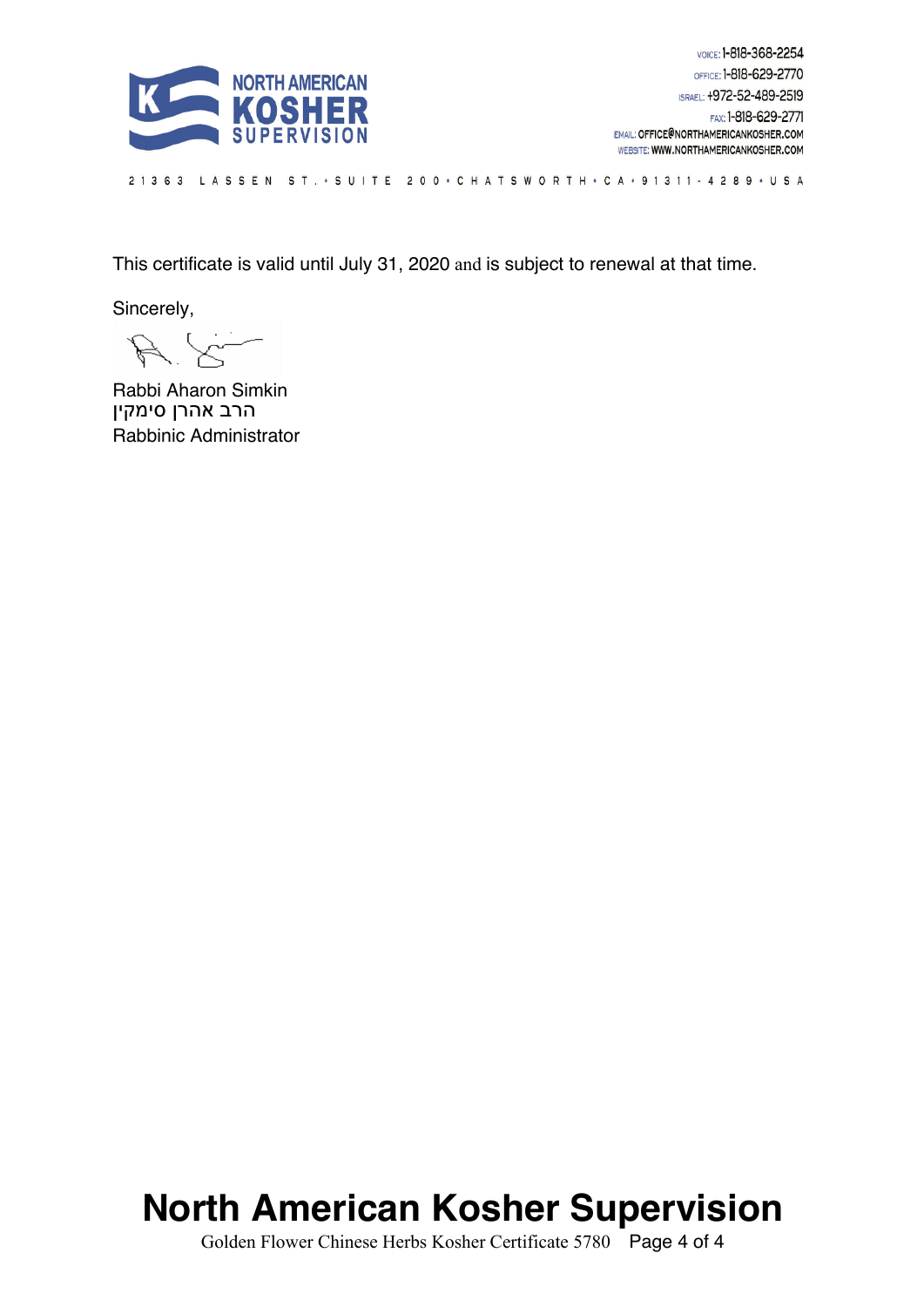This certificate is valid until July 31, 2020 and is subject to renewal at that time.

Sincerely,

Rabbi Aharon Simkin
הרב אהרן סימקין
Rabbinic Administrator